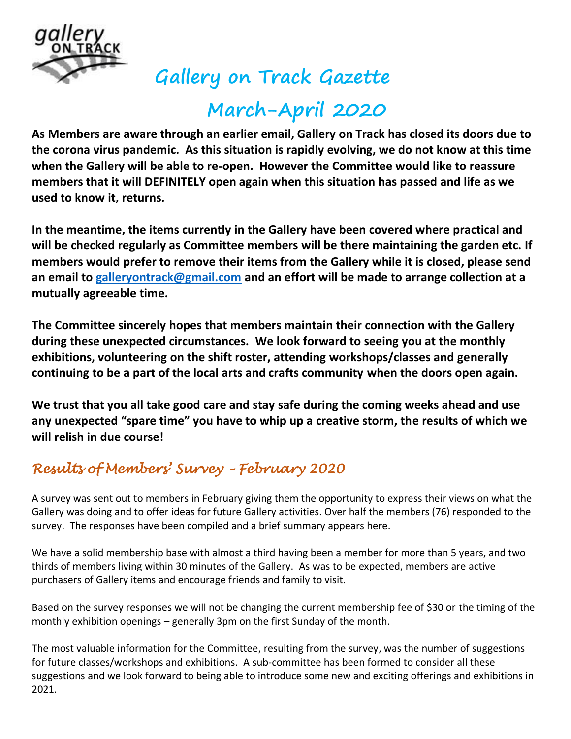# Gallery on Track Gazette

# March-April 2020

**As Members are aware through an earlier email, Gallery on Track has closed its doors due to the corona virus pandemic. As this situation is rapidly evolving, we do not know at this time when the Gallery will be able to re-open. However the Committee would like to reassure members that it will DEFINITELY open again when this situation has passed and life as we used to know it, returns.**

**In the meantime, the items currently in the Gallery have been covered where practical and will be checked regularly as Committee members will be there maintaining the garden etc. If members would prefer to remove their items from the Gallery while it is closed, please send an email to galleryontrack@gmail.com and an effort will be made to arrange collection at a mutually agreeable time.**

**The Committee sincerely hopes that members maintain their connection with the Gallery during these unexpected circumstances. We look forward to seeing you at the monthly exhibitions, volunteering on the shift roster, attending workshops/classes and generally continuing to be a part of the local arts and crafts community when the doors open again.**

**We trust that you all take good care and stay safe during the coming weeks ahead and use any unexpected "spare time" you have to whip up a creative storm, the results of which we will relish in due course!**

## *Results of Members' Survey – February 2020*

A survey was sent out to members in February giving them the opportunity to express their views on what the Gallery was doing and to offer ideas for future Gallery activities. Over half the members (76) responded to the survey. The responses have been compiled and a brief summary appears here.

We have a solid membership base with almost a third having been a member for more than 5 years, and two thirds of members living within 30 minutes of the Gallery. As was to be expected, members are active purchasers of Gallery items and encourage friends and family to visit.

Based on the survey responses we will not be changing the current membership fee of $30 or the timing of the monthly exhibition openings – generally 3pm on the first Sunday of the month.

The most valuable information for the Committee, resulting from the survey, was the number of suggestions for future classes/workshops and exhibitions. A sub-committee has been formed to consider all these suggestions and we look forward to being able to introduce some new and exciting offerings and exhibitions in 2021.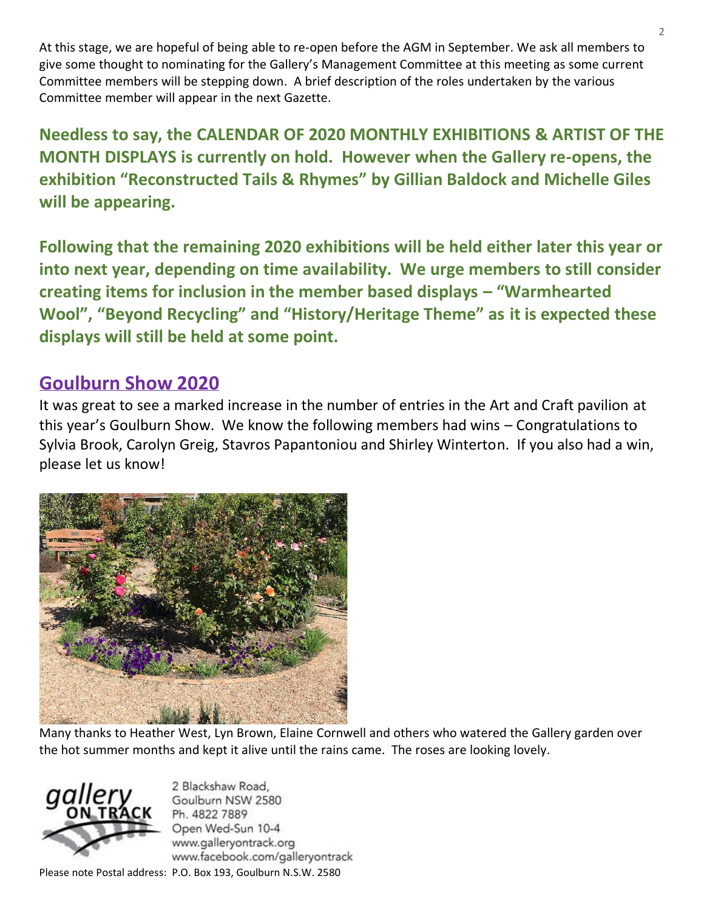At this stage, we are hopeful of being able to re-open before the AGM in September. We ask all members to give some thought to nominating for the Gallery's Management Committee at this meeting as some current Committee members will be stepping down. A brief description of the roles undertaken by the various Committee member will appear in the next Gazette.

**Needless to say, the CALENDAR OF 2020 MONTHLY EXHIBITIONS & ARTIST OF THE MONTH DISPLAYS is currently on hold. However when the Gallery re-opens, the exhibition "Reconstructed Tails & Rhymes" by Gillian Baldock and Michelle Giles will be appearing.**

**Following that the remaining 2020 exhibitions will be held either later this year or into next year, depending on time availability. We urge members to still consider creating items for inclusion in the member based displays – "Warmhearted Wool", "Beyond Recycling" and "History/Heritage Theme" as it is expected these displays will still be held at some point.**

## Goulburn Show 2020

It was great to see a marked increase in the number of entries in the Art and Craft pavilion at this year's Goulburn Show. We know the following members had wins – Congratulations to Sylvia Brook, Carolyn Greig, Stavros Papantoniou and Shirley Winterton. If you also had a win, please let us know!

Many thanks to Heather West, Lyn Brown, Elaine Cornwell and others who watered the Gallery garden over the hot summer months and kept it alive until the rains came. The roses are looking lovely.

gallery ON TRACK

2 Blackshaw Road,
Goulburn NSW 2580
Ph. 4822 7889
Open Wed-Sun 10-4
www.galleryontrack.org
www.facebook.com/galleryontrack

Please note Postal address: P.O. Box 193, Goulburn N.S.W. 2580